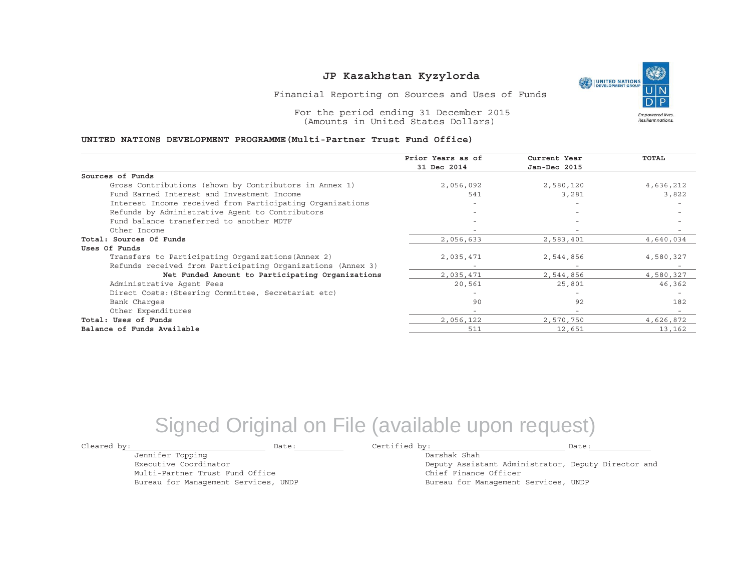# JP Kazakhstan Kyzylorda

Financial Reporting on Sources and Uses of Funds

For the period ending 31 December 2015
(Amounts in United States Dollars)

**UNITED NATIONS DEVELOPMENT PROGRAMME(Multi-Partner Trust Fund Office)**

| | Prior Years as of 31 Dec 2014 | Current Year Jan-Dec 2015 | TOTAL |
|---|---|---|---|
| **Sources of Funds** | | | |
| Gross Contributions (shown by Contributors in Annex 1) | 2,056,092 | 2,580,120 | 4,636,212 |
| Fund Earned Interest and Investment Income | 541 | 3,281 | 3,822 |
| Interest Income received from Participating Organizations | - | - | - |
| Refunds by Administrative Agent to Contributors | - | - | - |
| Fund balance transferred to another MDTF | - | - | - |
| Other Income | - | - | - |
| **Total: Sources Of Funds** | 2,056,633 | 2,583,401 | 4,640,034 |
| **Uses Of Funds** | | | |
| Transfers to Participating Organizations(Annex 2) | 2,035,471 | 2,544,856 | 4,580,327 |
| Refunds received from Participating Organizations (Annex 3) | - | - | - |
| **Net Funded Amount to Participating Organizations** | 2,035,471 | 2,544,856 | 4,580,327 |
| Administrative Agent Fees | 20,561 | 25,801 | 46,362 |
| Direct Costs:(Steering Committee, Secretariat etc) | - | - | - |
| Bank Charges | 90 | 92 | 182 |
| Other Expenditures | - | - | - |
| **Total: Uses of Funds** | 2,056,122 | 2,570,750 | 4,626,872 |
| **Balance of Funds Available** | 511 | 12,651 | 13,162 |

Signed Original on File (available upon request)

Cleared by: ______________________ Date: __________

Jennifer Topping
Executive Coordinator
Multi-Partner Trust Fund Office
Bureau for Management Services, UNDP

Certified by: ______________________ Date: __________

Darshak Shah
Deputy Assistant Administrator, Deputy Director and
Chief Finance Officer
Bureau for Management Services, UNDP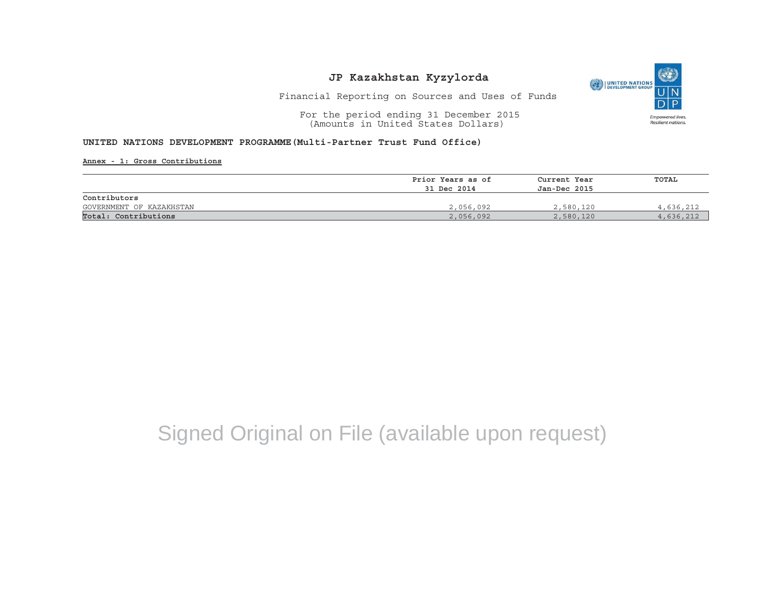# JP Kazakhstan Kyzylorda

Financial Reporting on Sources and Uses of Funds

For the period ending 31 December 2015
(Amounts in United States Dollars)

**UNITED NATIONS DEVELOPMENT PROGRAMME(Multi-Partner Trust Fund Office)**

**Annex - 1: Gross Contributions**

| | Prior Years as of 31 Dec 2014 | Current Year Jan-Dec 2015 | TOTAL |
|---|---|---|---|
| **Contributors** | | | |
| GOVERNMENT OF KAZAKHSTAN | 2,056,092 | 2,580,120 | 4,636,212 |
| **Total: Contributions** | 2,056,092 | 2,580,120 | 4,636,212 |

Signed Original on File (available upon request)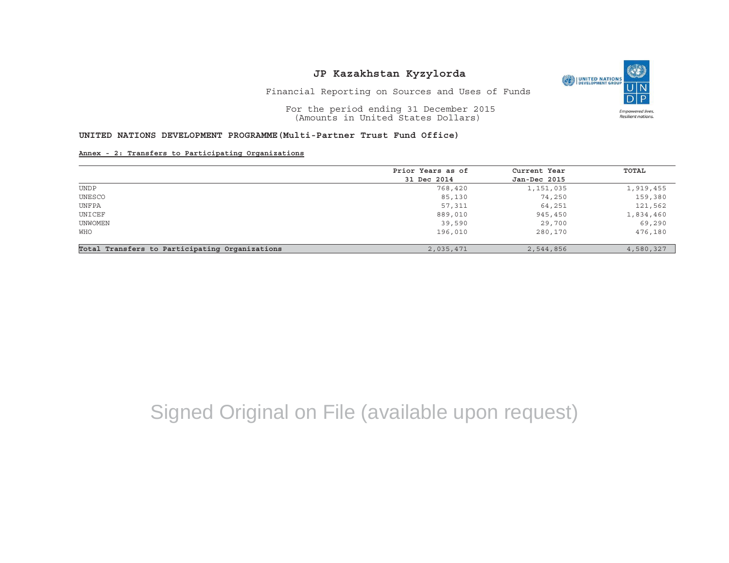# JP Kazakhstan Kyzylorda

Financial Reporting on Sources and Uses of Funds

For the period ending 31 December 2015
(Amounts in United States Dollars)

**UNITED NATIONS DEVELOPMENT PROGRAMME(Multi-Partner Trust Fund Office)**

**Annex - 2: Transfers to Participating Organizations**

| | Prior Years as of 31 Dec 2014 | Current Year Jan-Dec 2015 | TOTAL |
|---|---|---|---|
| UNDP | 768,420 | 1,151,035 | 1,919,455 |
| UNESCO | 85,130 | 74,250 | 159,380 |
| UNFPA | 57,311 | 64,251 | 121,562 |
| UNICEF | 889,010 | 945,450 | 1,834,460 |
| UNWOMEN | 39,590 | 29,700 | 69,290 |
| WHO | 196,010 | 280,170 | 476,180 |
| **Total Transfers to Participating Organizations** | 2,035,471 | 2,544,856 | 4,580,327 |

Signed Original on File (available upon request)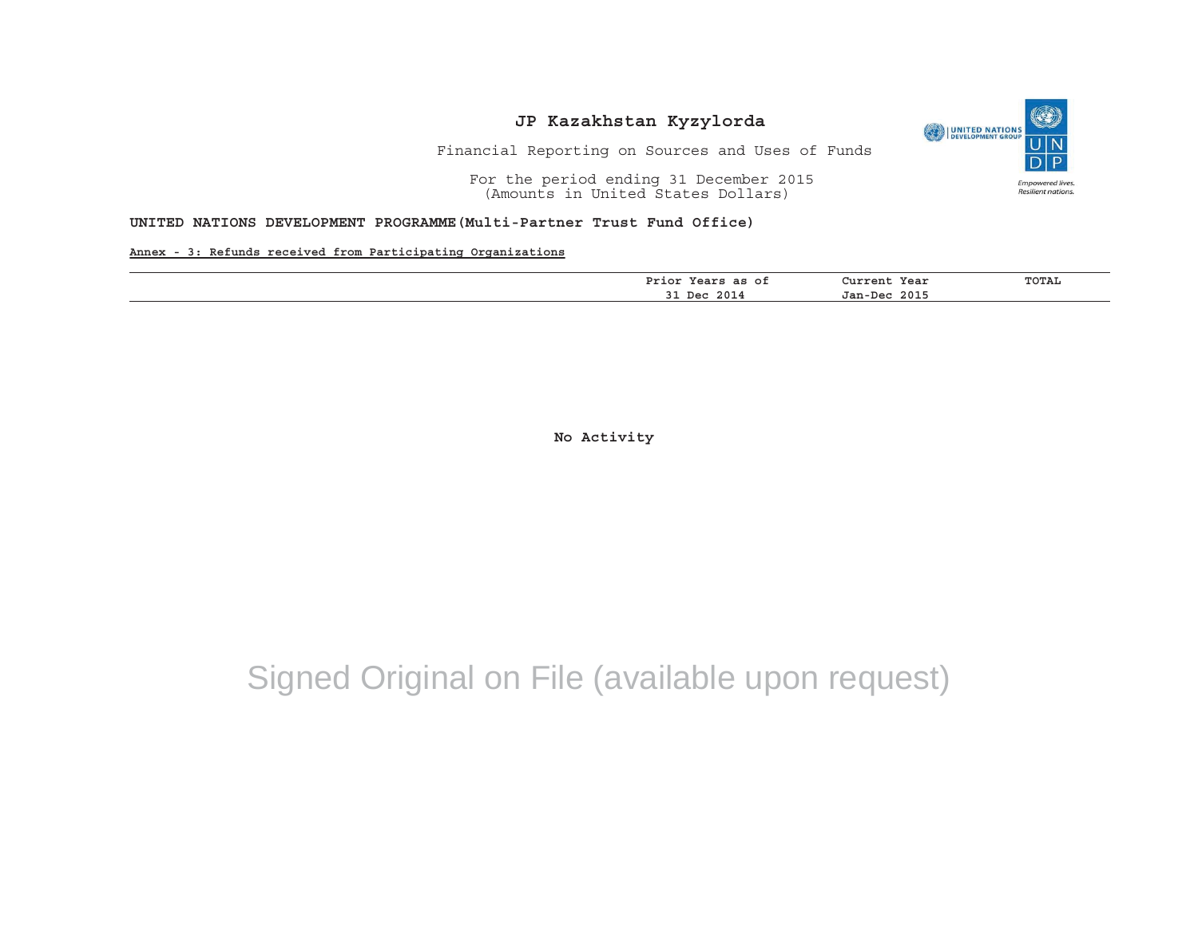# JP Kazakhstan Kyzylorda

Financial Reporting on Sources and Uses of Funds

For the period ending 31 December 2015
(Amounts in United States Dollars)

**UNITED NATIONS DEVELOPMENT PROGRAMME(Multi-Partner Trust Fund Office)**

**Annex - 3: Refunds received from Participating Organizations**

| | Prior Years as of 31 Dec 2014 | Current Year Jan-Dec 2015 | TOTAL |
|---|---|---|---|

**No Activity**

Signed Original on File (available upon request)